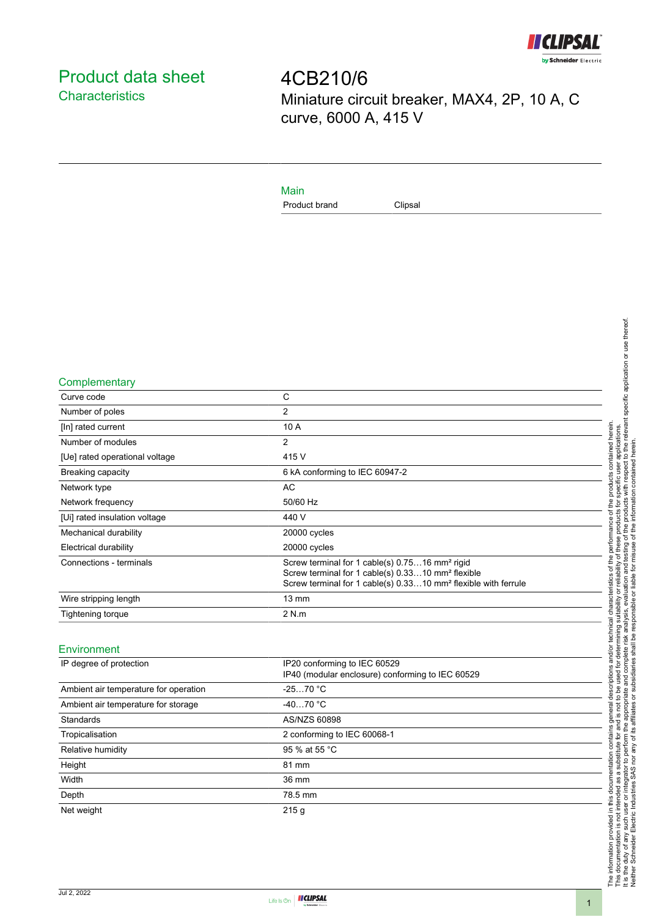# Product data sheet

## Characteristics

# 4CB210/6

Miniature circuit breaker, MAX4, 2P, 10 A, C curve, 6000 A, 415 V

## Main

| Product brand | Clipsal |
|---|---|

## Complementary

| Curve code | C |
|---|---|
| Number of poles | 2 |
| [In] rated current | 10 A |
| Number of modules | 2 |
| [Ue] rated operational voltage | 415 V |
| Breaking capacity | 6 kA conforming to IEC 60947-2 |
| Network type | AC |
| Network frequency | 50/60 Hz |
| [Ui] rated insulation voltage | 440 V |
| Mechanical durability | 20000 cycles |
| Electrical durability | 20000 cycles |
| Connections - terminals | Screw terminal for 1 cable(s) 0.75…16 mm² rigid<br>Screw terminal for 1 cable(s) 0.33…10 mm² flexible<br>Screw terminal for 1 cable(s) 0.33…10 mm² flexible with ferrule |
| Wire stripping length | 13 mm |
| Tightening torque | 2 N.m |

## Environment

| IP degree of protection | IP20 conforming to IEC 60529<br>IP40 (modular enclosure) conforming to IEC 60529 |
|---|---|
| Ambient air temperature for operation | -25…70 °C |
| Ambient air temperature for storage | -40…70 °C |
| Standards | AS/NZS 60898 |
| Tropicalisation | 2 conforming to IEC 60068-1 |
| Relative humidity | 95 % at 55 °C |
| Height | 81 mm |
| Width | 36 mm |
| Depth | 78.5 mm |
| Net weight | 215 g |

The information provided in this documentation contains general descriptions and/or technical characteristics of the performance of the products contained herein.
This documentation is not intended as a substitute for and is not to be used for determining suitability or reliability of these products for specific user applications.
It is the duty of any such user or integrator to perform the appropriate and complete risk analysis, evaluation and testing of the products with respect to the relevant specific application or use thereof.
Neither Schneider Electric Industries SAS nor any of its affiliates or subsidiaries shall be responsible or liable for misuse of the information contained herein.

Jul 2, 2022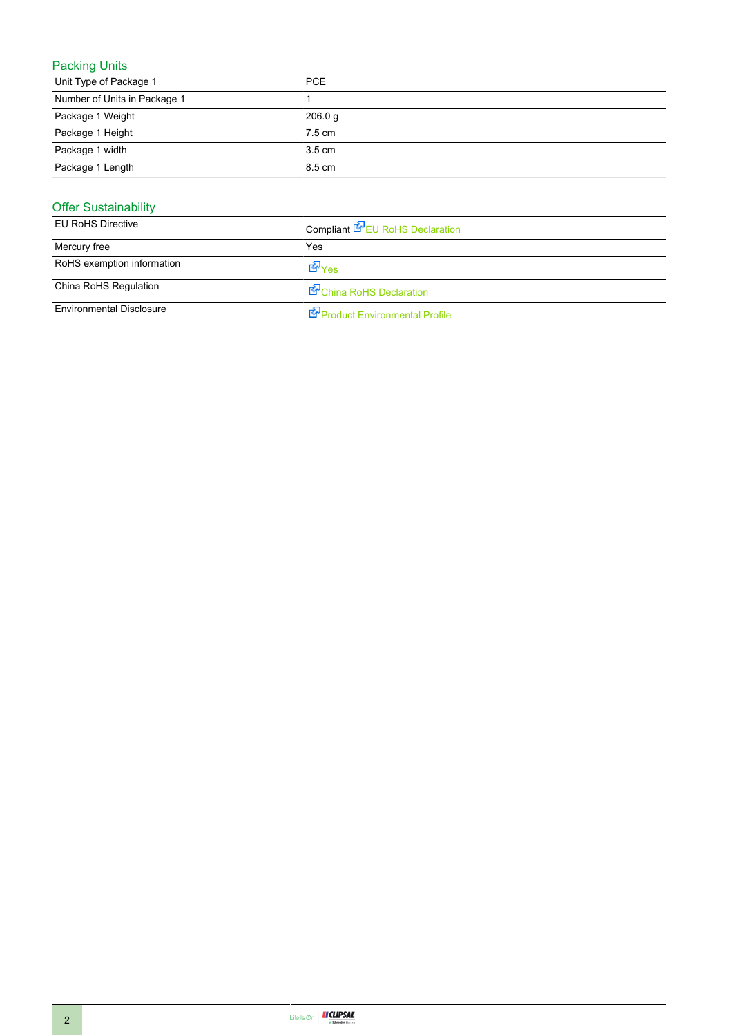## Packing Units

| | |
|---|---|
| Unit Type of Package 1 | PCE |
| Number of Units in Package 1 | 1 |
| Package 1 Weight | 206.0 g |
| Package 1 Height | 7.5 cm |
| Package 1 width | 3.5 cm |
| Package 1 Length | 8.5 cm |

## Offer Sustainability

| | |
|---|---|
| EU RoHS Directive | Compliant EU RoHS Declaration |
| Mercury free | Yes |
| RoHS exemption information | Yes |
| China RoHS Regulation | China RoHS Declaration |
| Environmental Disclosure | Product Environmental Profile |